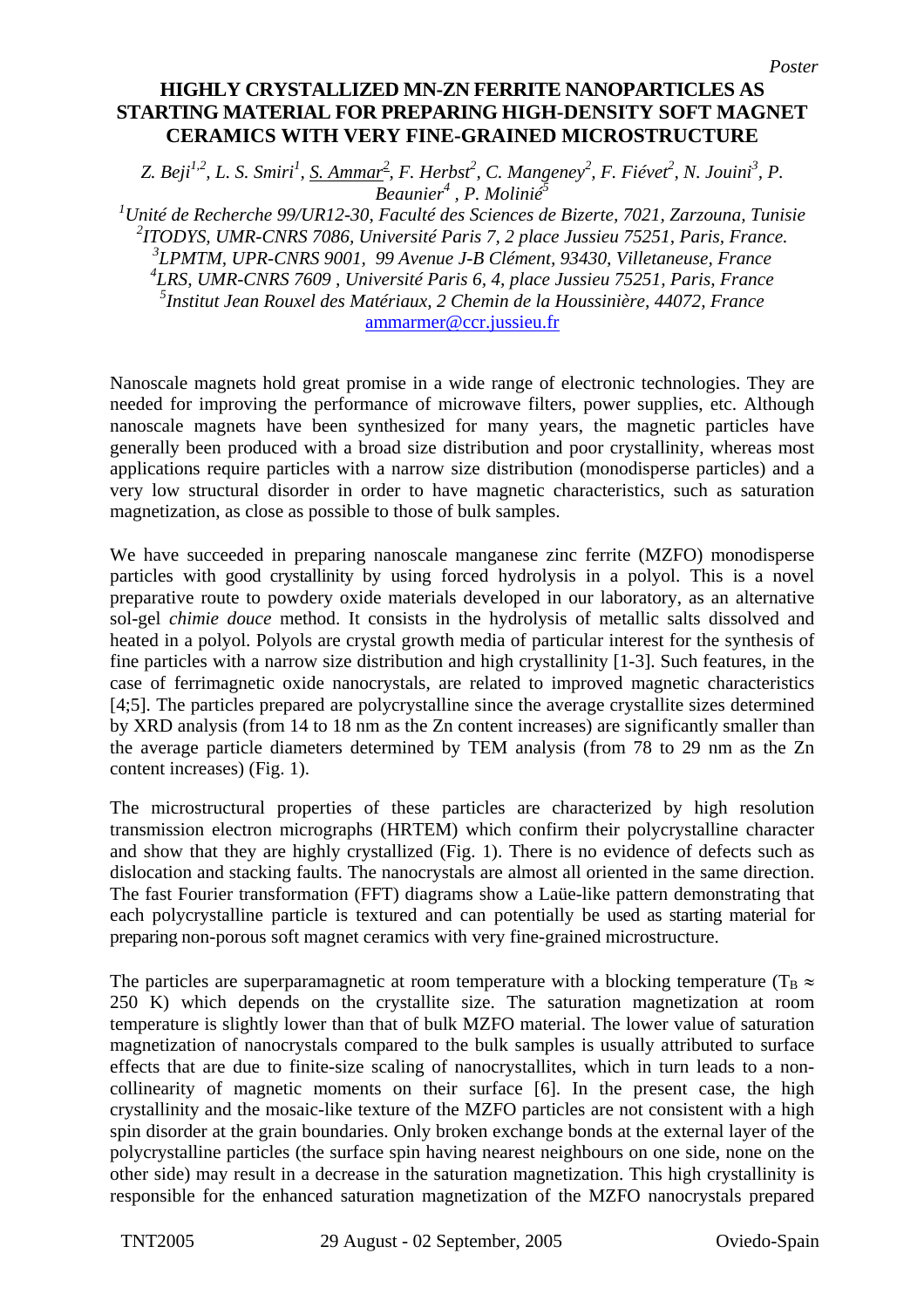*Poster*

# HIGHLY CRYSTALLIZED MN-ZN FERRITE NANOPARTICLES AS STARTING MATERIAL FOR PREPARING HIGH-DENSITY SOFT MAGNET CERAMICS WITH VERY FINE-GRAINED MICROSTRUCTURE

*Z. Beji[1,2], L. S. Smiri[1], S. Ammar[2], F. Herbst[2], C. Mangeney[2], F. Fiévet[2], N. Jouini[3], P. Beaunier[4], P. Molinié[5]*

[1]*Unité de Recherche 99/UR12-30, Faculté des Sciences de Bizerte, 7021, Zarzouna, Tunisie*
[2]*ITODYS, UMR-CNRS 7086, Université Paris 7, 2 place Jussieu 75251, Paris, France.*
[3]*LPMTM, UPR-CNRS 9001, 99 Avenue J-B Clément, 93430, Villetaneuse, France*
[4]*LRS, UMR-CNRS 7609, Université Paris 6, 4, place Jussieu 75251, Paris, France*
[5]*Institut Jean Rouxel des Matériaux, 2 Chemin de la Houssinière, 44072, France*
ammarmer@ccr.jussieu.fr

Nanoscale magnets hold great promise in a wide range of electronic technologies. They are needed for improving the performance of microwave filters, power supplies, etc. Although nanoscale magnets have been synthesized for many years, the magnetic particles have generally been produced with a broad size distribution and poor crystallinity, whereas most applications require particles with a narrow size distribution (monodisperse particles) and a very low structural disorder in order to have magnetic characteristics, such as saturation magnetization, as close as possible to those of bulk samples.

We have succeeded in preparing nanoscale manganese zinc ferrite (MZFO) monodisperse particles with good crystallinity by using forced hydrolysis in a polyol. This is a novel preparative route to powdery oxide materials developed in our laboratory, as an alternative sol-gel *chimie douce* method. It consists in the hydrolysis of metallic salts dissolved and heated in a polyol. Polyols are crystal growth media of particular interest for the synthesis of fine particles with a narrow size distribution and high crystallinity [1-3]. Such features, in the case of ferrimagnetic oxide nanocrystals, are related to improved magnetic characteristics [4;5]. The particles prepared are polycrystalline since the average crystallite sizes determined by XRD analysis (from 14 to 18 nm as the Zn content increases) are significantly smaller than the average particle diameters determined by TEM analysis (from 78 to 29 nm as the Zn content increases) (Fig. 1).

The microstructural properties of these particles are characterized by high resolution transmission electron micrographs (HRTEM) which confirm their polycrystalline character and show that they are highly crystallized (Fig. 1). There is no evidence of defects such as dislocation and stacking faults. The nanocrystals are almost all oriented in the same direction. The fast Fourier transformation (FFT) diagrams show a Laüe-like pattern demonstrating that each polycrystalline particle is textured and can potentially be used as starting material for preparing non-porous soft magnet ceramics with very fine-grained microstructure.

The particles are superparamagnetic at room temperature with a blocking temperature ($T_B \approx$ 250 K) which depends on the crystallite size. The saturation magnetization at room temperature is slightly lower than that of bulk MZFO material. The lower value of saturation magnetization of nanocrystals compared to the bulk samples is usually attributed to surface effects that are due to finite-size scaling of nanocrystallites, which in turn leads to a non-collinearity of magnetic moments on their surface [6]. In the present case, the high crystallinity and the mosaic-like texture of the MZFO particles are not consistent with a high spin disorder at the grain boundaries. Only broken exchange bonds at the external layer of the polycrystalline particles (the surface spin having nearest neighbours on one side, none on the other side) may result in a decrease in the saturation magnetization. This high crystallinity is responsible for the enhanced saturation magnetization of the MZFO nanocrystals prepared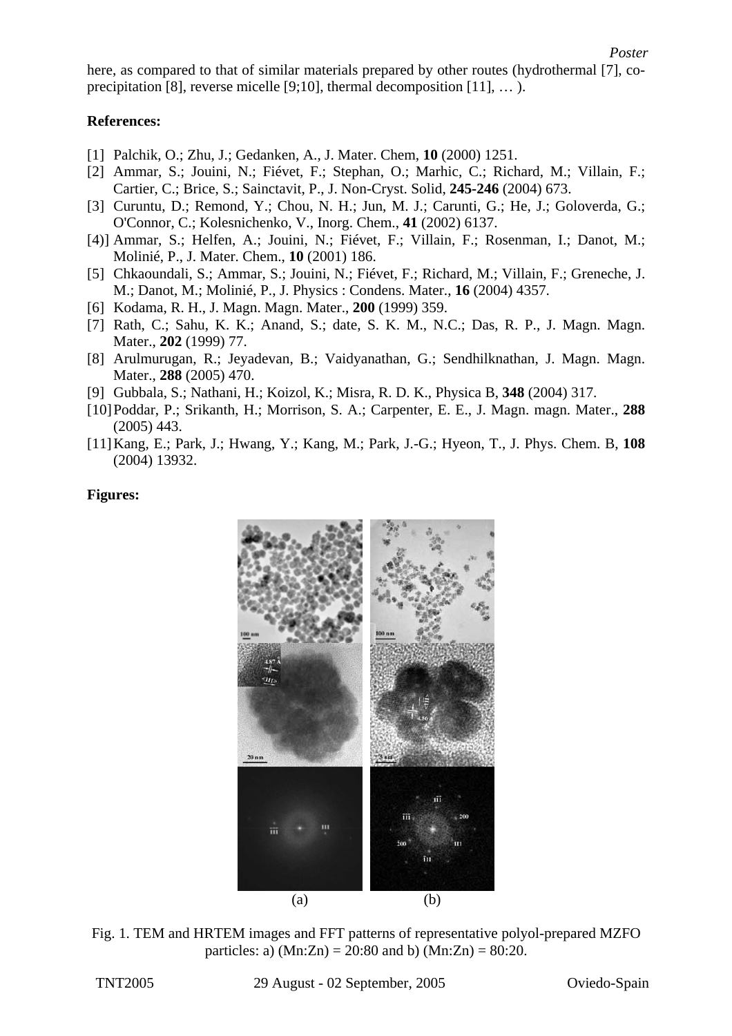here, as compared to that of similar materials prepared by other routes (hydrothermal [7], co-precipitation [8], reverse micelle [9;10], thermal decomposition [11], … ).

**References:**

[1] Palchik, O.; Zhu, J.; Gedanken, A., J. Mater. Chem, **10** (2000) 1251.

[2] Ammar, S.; Jouini, N.; Fiévet, F.; Stephan, O.; Marhic, C.; Richard, M.; Villain, F.; Cartier, C.; Brice, S.; Sainctavit, P., J. Non-Cryst. Solid, **245-246** (2004) 673.

[3] Curuntu, D.; Remond, Y.; Chou, N. H.; Jun, M. J.; Carunti, G.; He, J.; Goloverda, G.; O'Connor, C.; Kolesnichenko, V., Inorg. Chem., **41** (2002) 6137.

[4)] Ammar, S.; Helfen, A.; Jouini, N.; Fiévet, F.; Villain, F.; Rosenman, I.; Danot, M.; Molinié, P., J. Mater. Chem., **10** (2001) 186.

[5] Chkaoundali, S.; Ammar, S.; Jouini, N.; Fiévet, F.; Richard, M.; Villain, F.; Greneche, J. M.; Danot, M.; Molinié, P., J. Physics : Condens. Mater., **16** (2004) 4357.

[6] Kodama, R. H., J. Magn. Magn. Mater., **200** (1999) 359.

[7] Rath, C.; Sahu, K. K.; Anand, S.; date, S. K. M., N.C.; Das, R. P., J. Magn. Magn. Mater., **202** (1999) 77.

[8] Arulmurugan, R.; Jeyadevan, B.; Vaidyanathan, G.; Sendhilknathan, J. Magn. Magn. Mater., **288** (2005) 470.

[9] Gubbala, S.; Nathani, H.; Koizol, K.; Misra, R. D. K., Physica B, **348** (2004) 317.

[10] Poddar, P.; Srikanth, H.; Morrison, S. A.; Carpenter, E. E., J. Magn. magn. Mater., **288** (2005) 443.

[11] Kang, E.; Park, J.; Hwang, Y.; Kang, M.; Park, J.-G.; Hyeon, T., J. Phys. Chem. B, **108** (2004) 13932.

**Figures:**

(a) (b)

Fig. 1. TEM and HRTEM images and FFT patterns of representative polyol-prepared MZFO particles: a) (Mn:Zn) = 20:80 and b) (Mn:Zn) = 80:20.